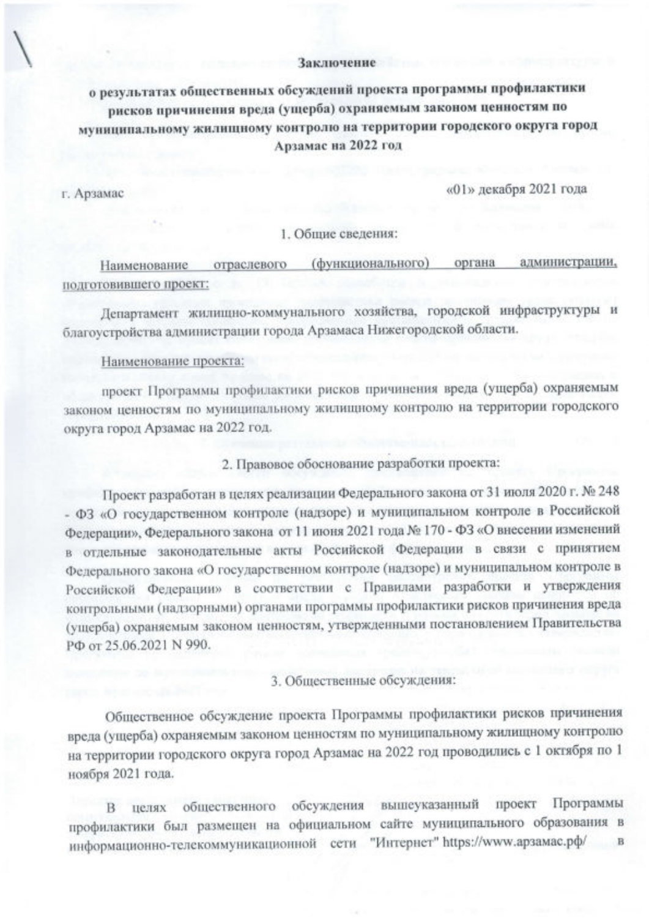**Заключение**

**о результатах общественных обсуждений проекта программы профилактики рисков причинения вреда (ущерба) охраняемым законом ценностям по муниципальному жилищному контролю на территории городского округа город Арзамас на 2022 год**

г. Арзамас «01» декабря 2021 года

1. Общие сведения:

Наименование отраслевого (функционального) органа администрации, подготовившего проект:

Департамент жилищно-коммунального хозяйства, городской инфраструктуры и благоустройства администрации города Арзамаса Нижегородской области.

Наименование проекта:

проект Программы профилактики рисков причинения вреда (ущерба) охраняемым законом ценностям по муниципальному жилищному контролю на территории городского округа город Арзамас на 2022 год.

2. Правовое обоснование разработки проекта:

Проект разработан в целях реализации Федерального закона от 31 июля 2020 г. № 248 - ФЗ «О государственном контроле (надзоре) и муниципальном контроле в Российской Федерации», Федерального закона от 11 июня 2021 года № 170 - ФЗ «О внесении изменений в отдельные законодательные акты Российской Федерации в связи с принятием Федерального закона «О государственном контроле (надзоре) и муниципальном контроле в Российской Федерации» в соответствии с Правилами разработки и утверждения контрольными (надзорными) органами программы профилактики рисков причинения вреда (ущерба) охраняемым законом ценностям, утвержденными постановлением Правительства РФ от 25.06.2021 N 990.

3. Общественные обсуждения:

Общественное обсуждение проекта Программы профилактики рисков причинения вреда (ущерба) охраняемым законом ценностям по муниципальному жилищному контролю на территории городского округа город Арзамас на 2022 год проводились с 1 октября по 1 ноября 2021 года.

В целях общественного обсуждения вышеуказанный проект Программы профилактики был размещен на официальном сайте муниципального образования в информационно-телекоммуникационной сети "Интернет" https://www.арзамас.рф/ в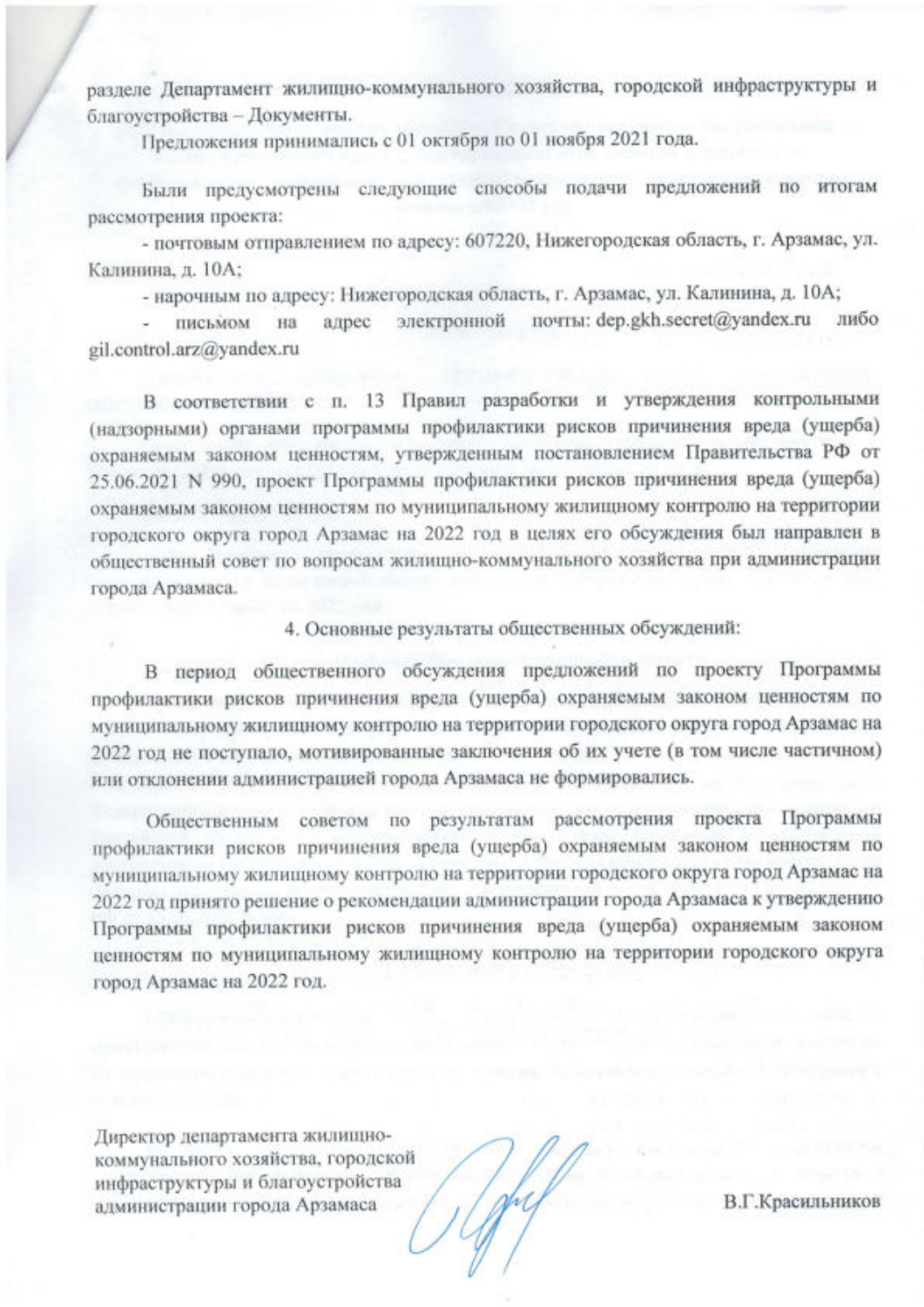разделе Департамент жилищно-коммунального хозяйства, городской инфраструктуры и благоустройства – Документы.

Предложения принимались с 01 октября по 01 ноября 2021 года.

Были предусмотрены следующие способы подачи предложений по итогам рассмотрения проекта:

- почтовым отправлением по адресу: 607220, Нижегородская область, г. Арзамас, ул. Калинина, д. 10А;
- нарочным по адресу: Нижегородская область, г. Арзамас, ул. Калинина, д. 10А;
- письмом на адрес электронной почты: dep.gkh.secret@yandex.ru либо gil.control.arz@yandex.ru

В соответствии с п. 13 Правил разработки и утверждения контрольными (надзорными) органами программы профилактики рисков причинения вреда (ущерба) охраняемым законом ценностям, утвержденным постановлением Правительства РФ от 25.06.2021 N 990, проект Программы профилактики рисков причинения вреда (ущерба) охраняемым законом ценностям по муниципальному жилищному контролю на территории городского округа город Арзамас на 2022 год в целях его обсуждения был направлен в общественный совет по вопросам жилищно-коммунального хозяйства при администрации города Арзамаса.

4. Основные результаты общественных обсуждений:

В период общественного обсуждения предложений по проекту Программы профилактики рисков причинения вреда (ущерба) охраняемым законом ценностям по муниципальному жилищному контролю на территории городского округа город Арзамас на 2022 год не поступало, мотивированные заключения об их учете (в том числе частичном) или отклонении администрацией города Арзамаса не формировались.

Общественным советом по результатам рассмотрения проекта Программы профилактики рисков причинения вреда (ущерба) охраняемым законом ценностям по муниципальному жилищному контролю на территории городского округа город Арзамас на 2022 год принято решение о рекомендации администрации города Арзамаса к утверждению Программы профилактики рисков причинения вреда (ущерба) охраняемым законом ценностям по муниципальному жилищному контролю на территории городского округа город Арзамас на 2022 год.

Директор департамента жилищно-коммунального хозяйства, городской инфраструктуры и благоустройства администрации города Арзамаса

В.Г.Красильников